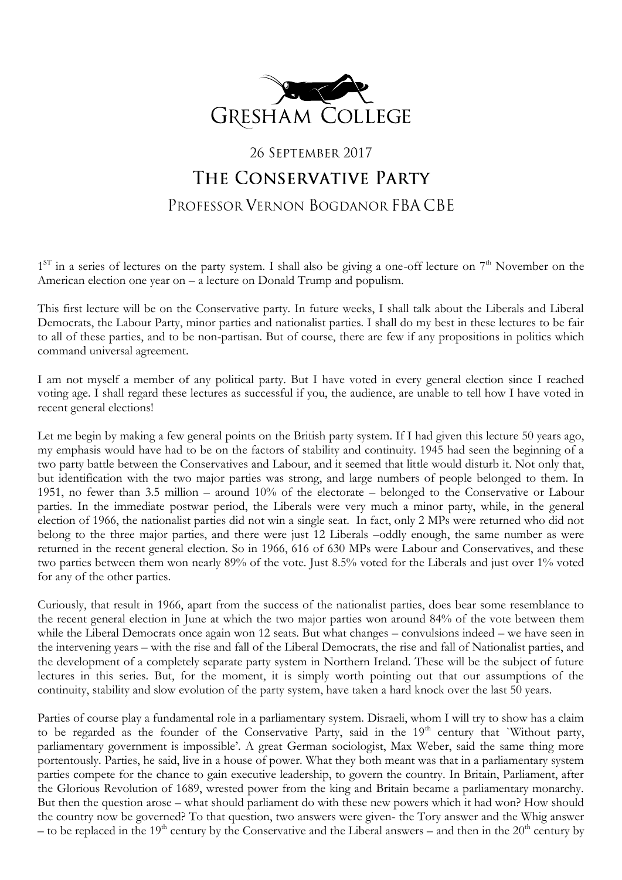Gresham College

26 September 2017

# The Conservative Party

## Professor Vernon Bogdanor FBA CBE

1ST in a series of lectures on the party system. I shall also be giving a one-off lecture on 7th November on the American election one year on – a lecture on Donald Trump and populism.

This first lecture will be on the Conservative party. In future weeks, I shall talk about the Liberals and Liberal Democrats, the Labour Party, minor parties and nationalist parties. I shall do my best in these lectures to be fair to all of these parties, and to be non-partisan. But of course, there are few if any propositions in politics which command universal agreement.

I am not myself a member of any political party. But I have voted in every general election since I reached voting age. I shall regard these lectures as successful if you, the audience, are unable to tell how I have voted in recent general elections!

Let me begin by making a few general points on the British party system. If I had given this lecture 50 years ago, my emphasis would have had to be on the factors of stability and continuity. 1945 had seen the beginning of a two party battle between the Conservatives and Labour, and it seemed that little would disturb it. Not only that, but identification with the two major parties was strong, and large numbers of people belonged to them. In 1951, no fewer than 3.5 million – around 10% of the electorate – belonged to the Conservative or Labour parties. In the immediate postwar period, the Liberals were very much a minor party, while, in the general election of 1966, the nationalist parties did not win a single seat. In fact, only 2 MPs were returned who did not belong to the three major parties, and there were just 12 Liberals –oddly enough, the same number as were returned in the recent general election. So in 1966, 616 of 630 MPs were Labour and Conservatives, and these two parties between them won nearly 89% of the vote. Just 8.5% voted for the Liberals and just over 1% voted for any of the other parties.

Curiously, that result in 1966, apart from the success of the nationalist parties, does bear some resemblance to the recent general election in June at which the two major parties won around 84% of the vote between them while the Liberal Democrats once again won 12 seats. But what changes – convulsions indeed – we have seen in the intervening years – with the rise and fall of the Liberal Democrats, the rise and fall of Nationalist parties, and the development of a completely separate party system in Northern Ireland. These will be the subject of future lectures in this series. But, for the moment, it is simply worth pointing out that our assumptions of the continuity, stability and slow evolution of the party system, have taken a hard knock over the last 50 years.

Parties of course play a fundamental role in a parliamentary system. Disraeli, whom I will try to show has a claim to be regarded as the founder of the Conservative Party, said in the 19th century that `Without party, parliamentary government is impossible'. A great German sociologist, Max Weber, said the same thing more portentously. Parties, he said, live in a house of power. What they both meant was that in a parliamentary system parties compete for the chance to gain executive leadership, to govern the country. In Britain, Parliament, after the Glorious Revolution of 1689, wrested power from the king and Britain became a parliamentary monarchy. But then the question arose – what should parliament do with these new powers which it had won? How should the country now be governed? To that question, two answers were given- the Tory answer and the Whig answer – to be replaced in the 19th century by the Conservative and the Liberal answers – and then in the 20th century by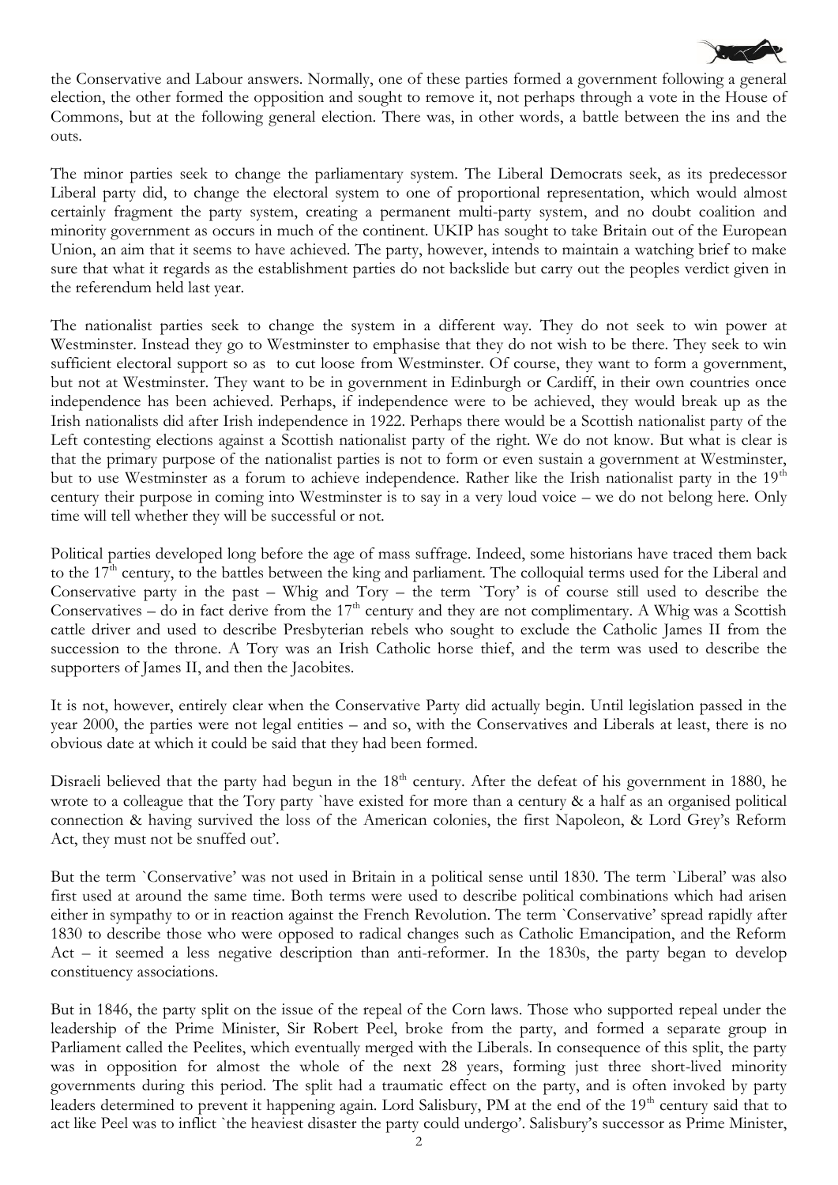the Conservative and Labour answers. Normally, one of these parties formed a government following a general election, the other formed the opposition and sought to remove it, not perhaps through a vote in the House of Commons, but at the following general election. There was, in other words, a battle between the ins and the outs.

The minor parties seek to change the parliamentary system. The Liberal Democrats seek, as its predecessor Liberal party did, to change the electoral system to one of proportional representation, which would almost certainly fragment the party system, creating a permanent multi-party system, and no doubt coalition and minority government as occurs in much of the continent. UKIP has sought to take Britain out of the European Union, an aim that it seems to have achieved. The party, however, intends to maintain a watching brief to make sure that what it regards as the establishment parties do not backslide but carry out the peoples verdict given in the referendum held last year.

The nationalist parties seek to change the system in a different way. They do not seek to win power at Westminster. Instead they go to Westminster to emphasise that they do not wish to be there. They seek to win sufficient electoral support so as to cut loose from Westminster. Of course, they want to form a government, but not at Westminster. They want to be in government in Edinburgh or Cardiff, in their own countries once independence has been achieved. Perhaps, if independence were to be achieved, they would break up as the Irish nationalists did after Irish independence in 1922. Perhaps there would be a Scottish nationalist party of the Left contesting elections against a Scottish nationalist party of the right. We do not know. But what is clear is that the primary purpose of the nationalist parties is not to form or even sustain a government at Westminster, but to use Westminster as a forum to achieve independence. Rather like the Irish nationalist party in the 19th century their purpose in coming into Westminster is to say in a very loud voice – we do not belong here. Only time will tell whether they will be successful or not.

Political parties developed long before the age of mass suffrage. Indeed, some historians have traced them back to the 17th century, to the battles between the king and parliament. The colloquial terms used for the Liberal and Conservative party in the past – Whig and Tory – the term `Tory' is of course still used to describe the Conservatives – do in fact derive from the 17th century and they are not complimentary. A Whig was a Scottish cattle driver and used to describe Presbyterian rebels who sought to exclude the Catholic James II from the succession to the throne. A Tory was an Irish Catholic horse thief, and the term was used to describe the supporters of James II, and then the Jacobites.

It is not, however, entirely clear when the Conservative Party did actually begin. Until legislation passed in the year 2000, the parties were not legal entities – and so, with the Conservatives and Liberals at least, there is no obvious date at which it could be said that they had been formed.

Disraeli believed that the party had begun in the 18th century. After the defeat of his government in 1880, he wrote to a colleague that the Tory party `have existed for more than a century & a half as an organised political connection & having survived the loss of the American colonies, the first Napoleon, & Lord Grey's Reform Act, they must not be snuffed out'.

But the term `Conservative' was not used in Britain in a political sense until 1830. The term `Liberal' was also first used at around the same time. Both terms were used to describe political combinations which had arisen either in sympathy to or in reaction against the French Revolution. The term `Conservative' spread rapidly after 1830 to describe those who were opposed to radical changes such as Catholic Emancipation, and the Reform Act – it seemed a less negative description than anti-reformer. In the 1830s, the party began to develop constituency associations.

But in 1846, the party split on the issue of the repeal of the Corn laws. Those who supported repeal under the leadership of the Prime Minister, Sir Robert Peel, broke from the party, and formed a separate group in Parliament called the Peelites, which eventually merged with the Liberals. In consequence of this split, the party was in opposition for almost the whole of the next 28 years, forming just three short-lived minority governments during this period. The split had a traumatic effect on the party, and is often invoked by party leaders determined to prevent it happening again. Lord Salisbury, PM at the end of the 19th century said that to act like Peel was to inflict `the heaviest disaster the party could undergo'. Salisbury's successor as Prime Minister,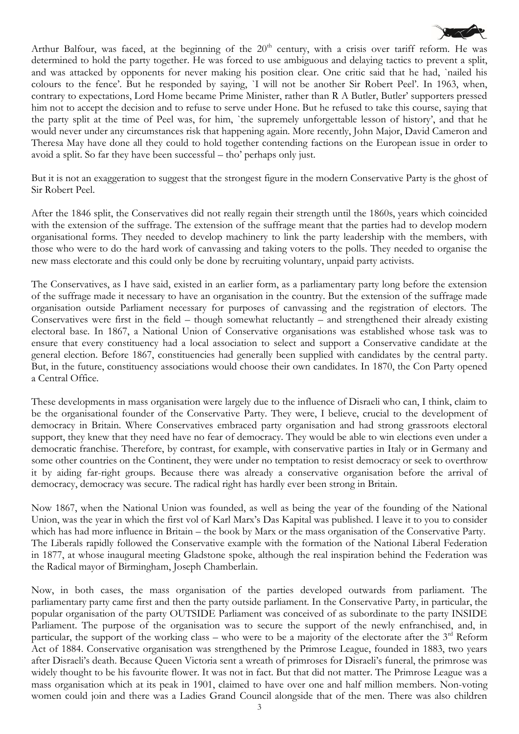Arthur Balfour, was faced, at the beginning of the 20th century, with a crisis over tariff reform. He was determined to hold the party together. He was forced to use ambiguous and delaying tactics to prevent a split, and was attacked by opponents for never making his position clear. One critic said that he had, `nailed his colours to the fence'. But he responded by saying, `I will not be another Sir Robert Peel'. In 1963, when, contrary to expectations, Lord Home became Prime Minister, rather than R A Butler, Butler' supporters pressed him not to accept the decision and to refuse to serve under Hone. But he refused to take this course, saying that the party split at the time of Peel was, for him, `the supremely unforgettable lesson of history', and that he would never under any circumstances risk that happening again. More recently, John Major, David Cameron and Theresa May have done all they could to hold together contending factions on the European issue in order to avoid a split. So far they have been successful – tho' perhaps only just.

But it is not an exaggeration to suggest that the strongest figure in the modern Conservative Party is the ghost of Sir Robert Peel.

After the 1846 split, the Conservatives did not really regain their strength until the 1860s, years which coincided with the extension of the suffrage. The extension of the suffrage meant that the parties had to develop modern organisational forms. They needed to develop machinery to link the party leadership with the members, with those who were to do the hard work of canvassing and taking voters to the polls. They needed to organise the new mass electorate and this could only be done by recruiting voluntary, unpaid party activists.

The Conservatives, as I have said, existed in an earlier form, as a parliamentary party long before the extension of the suffrage made it necessary to have an organisation in the country. But the extension of the suffrage made organisation outside Parliament necessary for purposes of canvassing and the registration of electors. The Conservatives were first in the field – though somewhat reluctantly – and strengthened their already existing electoral base. In 1867, a National Union of Conservative organisations was established whose task was to ensure that every constituency had a local association to select and support a Conservative candidate at the general election. Before 1867, constituencies had generally been supplied with candidates by the central party. But, in the future, constituency associations would choose their own candidates. In 1870, the Con Party opened a Central Office.

These developments in mass organisation were largely due to the influence of Disraeli who can, I think, claim to be the organisational founder of the Conservative Party. They were, I believe, crucial to the development of democracy in Britain. Where Conservatives embraced party organisation and had strong grassroots electoral support, they knew that they need have no fear of democracy. They would be able to win elections even under a democratic franchise. Therefore, by contrast, for example, with conservative parties in Italy or in Germany and some other countries on the Continent, they were under no temptation to resist democracy or seek to overthrow it by aiding far-right groups. Because there was already a conservative organisation before the arrival of democracy, democracy was secure. The radical right has hardly ever been strong in Britain.

Now 1867, when the National Union was founded, as well as being the year of the founding of the National Union, was the year in which the first vol of Karl Marx's Das Kapital was published. I leave it to you to consider which has had more influence in Britain – the book by Marx or the mass organisation of the Conservative Party. The Liberals rapidly followed the Conservative example with the formation of the National Liberal Federation in 1877, at whose inaugural meeting Gladstone spoke, although the real inspiration behind the Federation was the Radical mayor of Birmingham, Joseph Chamberlain.

Now, in both cases, the mass organisation of the parties developed outwards from parliament. The parliamentary party came first and then the party outside parliament. In the Conservative Party, in particular, the popular organisation of the party OUTSIDE Parliament was conceived of as subordinate to the party INSIDE Parliament. The purpose of the organisation was to secure the support of the newly enfranchised, and, in particular, the support of the working class – who were to be a majority of the electorate after the 3rd Reform Act of 1884. Conservative organisation was strengthened by the Primrose League, founded in 1883, two years after Disraeli's death. Because Queen Victoria sent a wreath of primroses for Disraeli's funeral, the primrose was widely thought to be his favourite flower. It was not in fact. But that did not matter. The Primrose League was a mass organisation which at its peak in 1901, claimed to have over one and half million members. Non-voting women could join and there was a Ladies Grand Council alongside that of the men. There was also children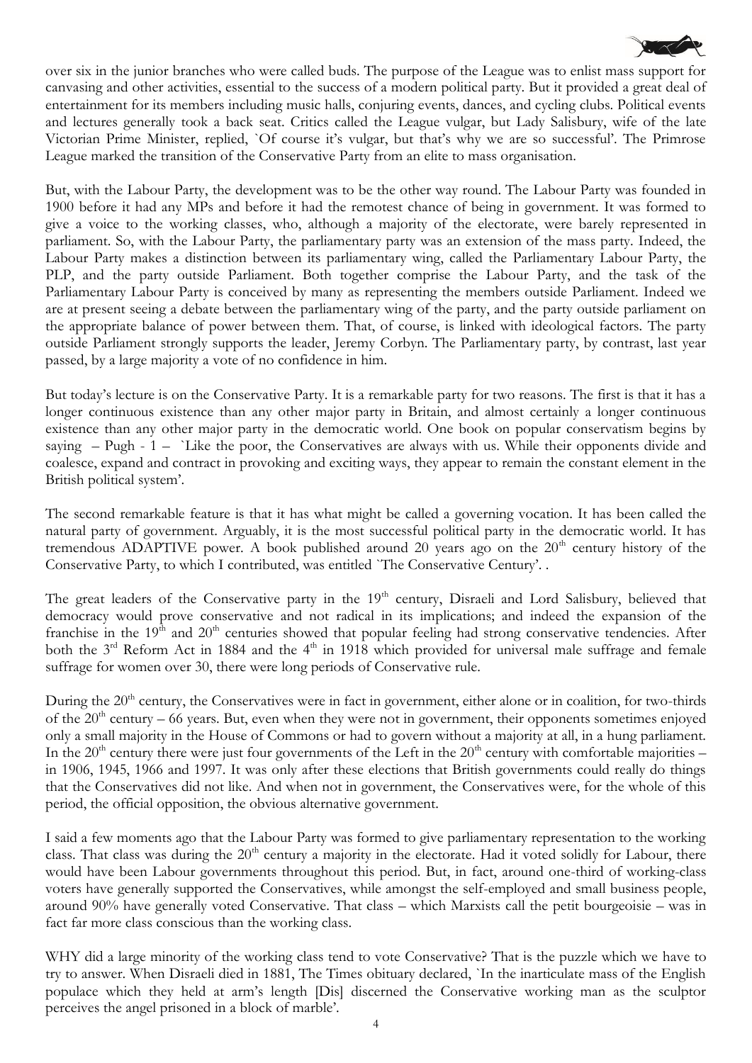over six in the junior branches who were called buds. The purpose of the League was to enlist mass support for canvasing and other activities, essential to the success of a modern political party. But it provided a great deal of entertainment for its members including music halls, conjuring events, dances, and cycling clubs. Political events and lectures generally took a back seat. Critics called the League vulgar, but Lady Salisbury, wife of the late Victorian Prime Minister, replied, `Of course it's vulgar, but that's why we are so successful'. The Primrose League marked the transition of the Conservative Party from an elite to mass organisation.

But, with the Labour Party, the development was to be the other way round. The Labour Party was founded in 1900 before it had any MPs and before it had the remotest chance of being in government. It was formed to give a voice to the working classes, who, although a majority of the electorate, were barely represented in parliament. So, with the Labour Party, the parliamentary party was an extension of the mass party. Indeed, the Labour Party makes a distinction between its parliamentary wing, called the Parliamentary Labour Party, the PLP, and the party outside Parliament. Both together comprise the Labour Party, and the task of the Parliamentary Labour Party is conceived by many as representing the members outside Parliament. Indeed we are at present seeing a debate between the parliamentary wing of the party, and the party outside parliament on the appropriate balance of power between them. That, of course, is linked with ideological factors. The party outside Parliament strongly supports the leader, Jeremy Corbyn. The Parliamentary party, by contrast, last year passed, by a large majority a vote of no confidence in him.

But today's lecture is on the Conservative Party. It is a remarkable party for two reasons. The first is that it has a longer continuous existence than any other major party in Britain, and almost certainly a longer continuous existence than any other major party in the democratic world. One book on popular conservatism begins by saying – Pugh - 1 – `Like the poor, the Conservatives are always with us. While their opponents divide and coalesce, expand and contract in provoking and exciting ways, they appear to remain the constant element in the British political system'.

The second remarkable feature is that it has what might be called a governing vocation. It has been called the natural party of government. Arguably, it is the most successful political party in the democratic world. It has tremendous ADAPTIVE power. A book published around 20 years ago on the 20th century history of the Conservative Party, to which I contributed, was entitled `The Conservative Century'. .

The great leaders of the Conservative party in the 19th century, Disraeli and Lord Salisbury, believed that democracy would prove conservative and not radical in its implications; and indeed the expansion of the franchise in the 19th and 20th centuries showed that popular feeling had strong conservative tendencies. After both the 3rd Reform Act in 1884 and the 4th in 1918 which provided for universal male suffrage and female suffrage for women over 30, there were long periods of Conservative rule.

During the 20th century, the Conservatives were in fact in government, either alone or in coalition, for two-thirds of the 20th century – 66 years. But, even when they were not in government, their opponents sometimes enjoyed only a small majority in the House of Commons or had to govern without a majority at all, in a hung parliament. In the 20th century there were just four governments of the Left in the 20th century with comfortable majorities – in 1906, 1945, 1966 and 1997. It was only after these elections that British governments could really do things that the Conservatives did not like. And when not in government, the Conservatives were, for the whole of this period, the official opposition, the obvious alternative government.

I said a few moments ago that the Labour Party was formed to give parliamentary representation to the working class. That class was during the 20th century a majority in the electorate. Had it voted solidly for Labour, there would have been Labour governments throughout this period. But, in fact, around one-third of working-class voters have generally supported the Conservatives, while amongst the self-employed and small business people, around 90% have generally voted Conservative. That class – which Marxists call the petit bourgeoisie – was in fact far more class conscious than the working class.

WHY did a large minority of the working class tend to vote Conservative? That is the puzzle which we have to try to answer. When Disraeli died in 1881, The Times obituary declared, `In the inarticulate mass of the English populace which they held at arm's length [Dis] discerned the Conservative working man as the sculptor perceives the angel prisoned in a block of marble'.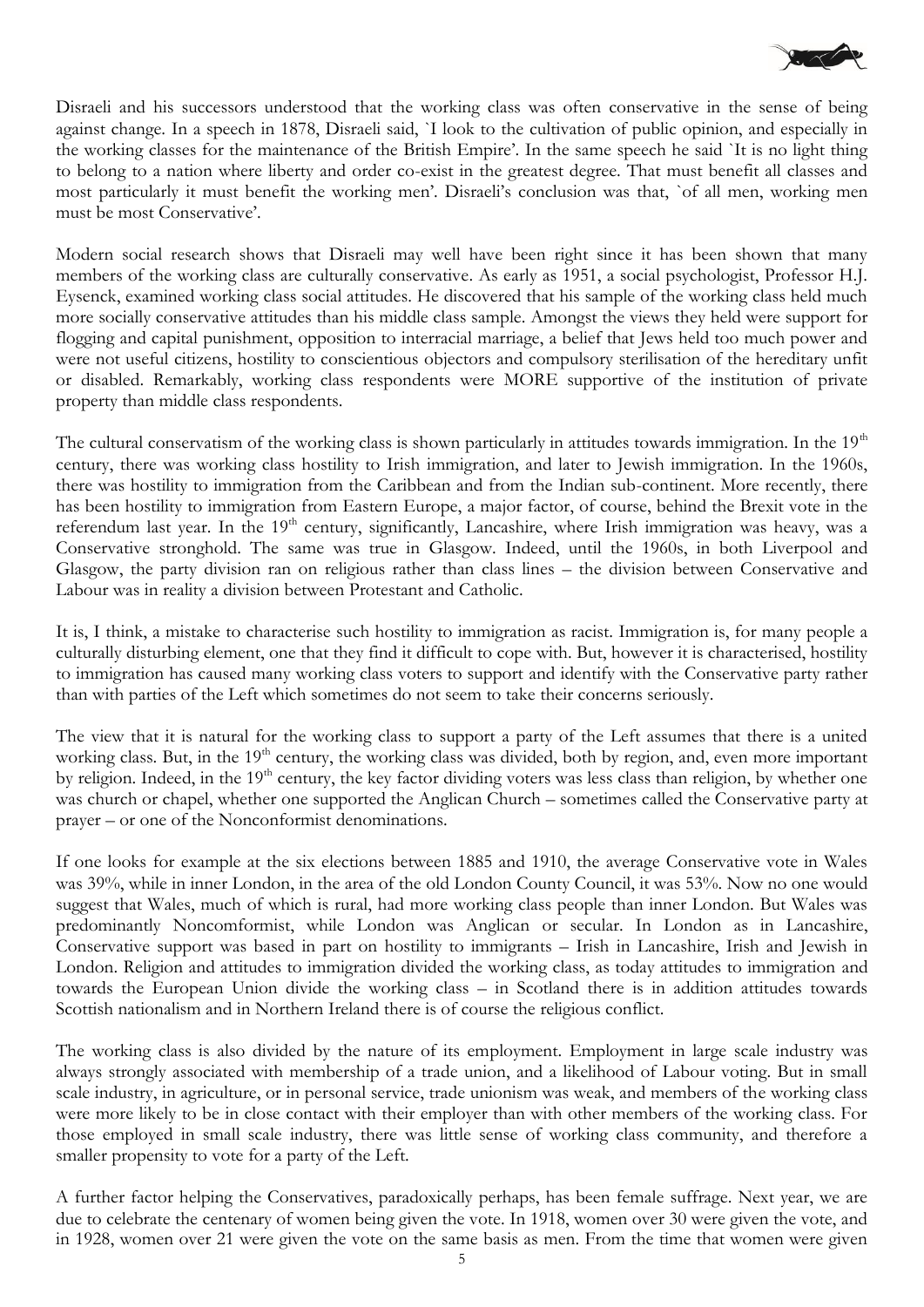Disraeli and his successors understood that the working class was often conservative in the sense of being against change. In a speech in 1878, Disraeli said, `I look to the cultivation of public opinion, and especially in the working classes for the maintenance of the British Empire'. In the same speech he said `It is no light thing to belong to a nation where liberty and order co-exist in the greatest degree. That must benefit all classes and most particularly it must benefit the working men'. Disraeli's conclusion was that, `of all men, working men must be most Conservative'.

Modern social research shows that Disraeli may well have been right since it has been shown that many members of the working class are culturally conservative. As early as 1951, a social psychologist, Professor H.J. Eysenck, examined working class social attitudes. He discovered that his sample of the working class held much more socially conservative attitudes than his middle class sample. Amongst the views they held were support for flogging and capital punishment, opposition to interracial marriage, a belief that Jews held too much power and were not useful citizens, hostility to conscientious objectors and compulsory sterilisation of the hereditary unfit or disabled. Remarkably, working class respondents were MORE supportive of the institution of private property than middle class respondents.

The cultural conservatism of the working class is shown particularly in attitudes towards immigration. In the 19th century, there was working class hostility to Irish immigration, and later to Jewish immigration. In the 1960s, there was hostility to immigration from the Caribbean and from the Indian sub-continent. More recently, there has been hostility to immigration from Eastern Europe, a major factor, of course, behind the Brexit vote in the referendum last year. In the 19th century, significantly, Lancashire, where Irish immigration was heavy, was a Conservative stronghold. The same was true in Glasgow. Indeed, until the 1960s, in both Liverpool and Glasgow, the party division ran on religious rather than class lines – the division between Conservative and Labour was in reality a division between Protestant and Catholic.

It is, I think, a mistake to characterise such hostility to immigration as racist. Immigration is, for many people a culturally disturbing element, one that they find it difficult to cope with. But, however it is characterised, hostility to immigration has caused many working class voters to support and identify with the Conservative party rather than with parties of the Left which sometimes do not seem to take their concerns seriously.

The view that it is natural for the working class to support a party of the Left assumes that there is a united working class. But, in the 19th century, the working class was divided, both by region, and, even more important by religion. Indeed, in the 19th century, the key factor dividing voters was less class than religion, by whether one was church or chapel, whether one supported the Anglican Church – sometimes called the Conservative party at prayer – or one of the Nonconformist denominations.

If one looks for example at the six elections between 1885 and 1910, the average Conservative vote in Wales was 39%, while in inner London, in the area of the old London County Council, it was 53%. Now no one would suggest that Wales, much of which is rural, had more working class people than inner London. But Wales was predominantly Noncomformist, while London was Anglican or secular. In London as in Lancashire, Conservative support was based in part on hostility to immigrants – Irish in Lancashire, Irish and Jewish in London. Religion and attitudes to immigration divided the working class, as today attitudes to immigration and towards the European Union divide the working class – in Scotland there is in addition attitudes towards Scottish nationalism and in Northern Ireland there is of course the religious conflict.

The working class is also divided by the nature of its employment. Employment in large scale industry was always strongly associated with membership of a trade union, and a likelihood of Labour voting. But in small scale industry, in agriculture, or in personal service, trade unionism was weak, and members of the working class were more likely to be in close contact with their employer than with other members of the working class. For those employed in small scale industry, there was little sense of working class community, and therefore a smaller propensity to vote for a party of the Left.

A further factor helping the Conservatives, paradoxically perhaps, has been female suffrage. Next year, we are due to celebrate the centenary of women being given the vote. In 1918, women over 30 were given the vote, and in 1928, women over 21 were given the vote on the same basis as men. From the time that women were given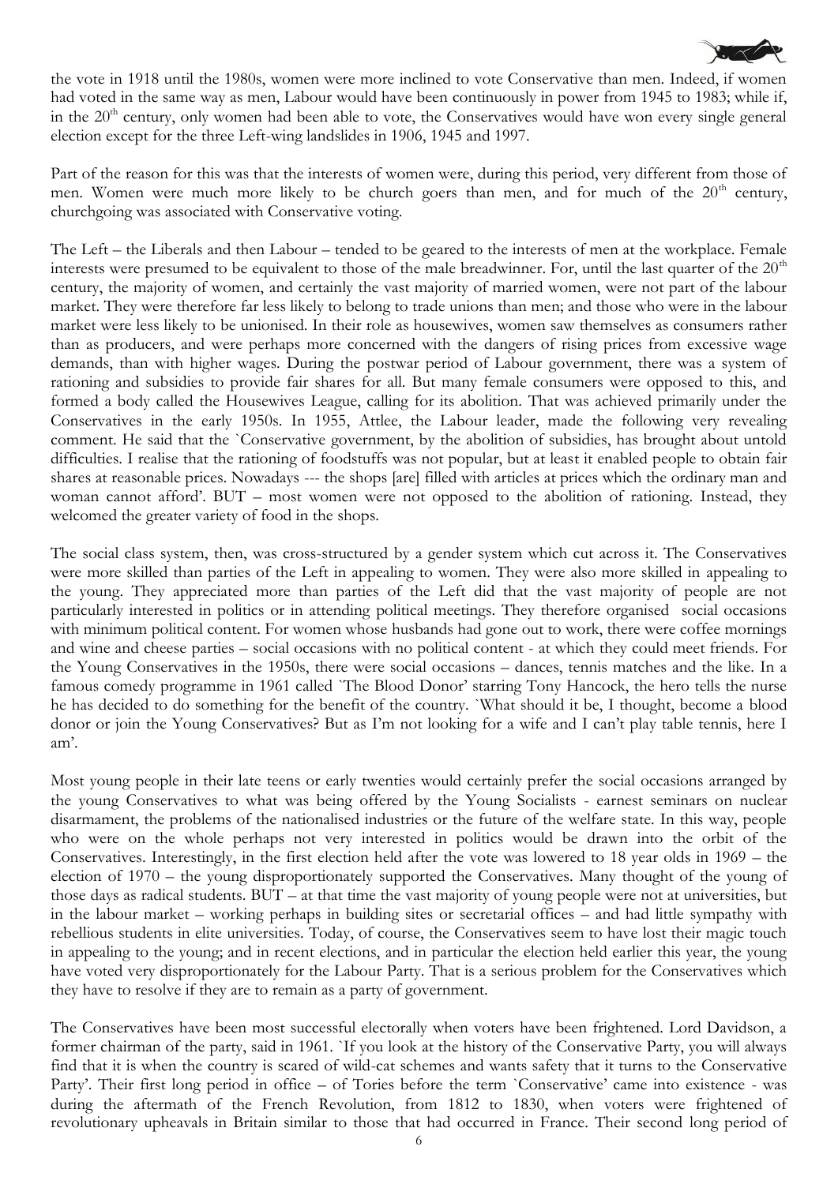the vote in 1918 until the 1980s, women were more inclined to vote Conservative than men. Indeed, if women had voted in the same way as men, Labour would have been continuously in power from 1945 to 1983; while if, in the 20th century, only women had been able to vote, the Conservatives would have won every single general election except for the three Left-wing landslides in 1906, 1945 and 1997.

Part of the reason for this was that the interests of women were, during this period, very different from those of men. Women were much more likely to be church goers than men, and for much of the 20th century, churchgoing was associated with Conservative voting.

The Left – the Liberals and then Labour – tended to be geared to the interests of men at the workplace. Female interests were presumed to be equivalent to those of the male breadwinner. For, until the last quarter of the 20th century, the majority of women, and certainly the vast majority of married women, were not part of the labour market. They were therefore far less likely to belong to trade unions than men; and those who were in the labour market were less likely to be unionised. In their role as housewives, women saw themselves as consumers rather than as producers, and were perhaps more concerned with the dangers of rising prices from excessive wage demands, than with higher wages. During the postwar period of Labour government, there was a system of rationing and subsidies to provide fair shares for all. But many female consumers were opposed to this, and formed a body called the Housewives League, calling for its abolition. That was achieved primarily under the Conservatives in the early 1950s. In 1955, Attlee, the Labour leader, made the following very revealing comment. He said that the `Conservative government, by the abolition of subsidies, has brought about untold difficulties. I realise that the rationing of foodstuffs was not popular, but at least it enabled people to obtain fair shares at reasonable prices. Nowadays --- the shops [are] filled with articles at prices which the ordinary man and woman cannot afford'. BUT – most women were not opposed to the abolition of rationing. Instead, they welcomed the greater variety of food in the shops.

The social class system, then, was cross-structured by a gender system which cut across it. The Conservatives were more skilled than parties of the Left in appealing to women. They were also more skilled in appealing to the young. They appreciated more than parties of the Left did that the vast majority of people are not particularly interested in politics or in attending political meetings. They therefore organised social occasions with minimum political content. For women whose husbands had gone out to work, there were coffee mornings and wine and cheese parties – social occasions with no political content - at which they could meet friends. For the Young Conservatives in the 1950s, there were social occasions – dances, tennis matches and the like. In a famous comedy programme in 1961 called `The Blood Donor' starring Tony Hancock, the hero tells the nurse he has decided to do something for the benefit of the country. `What should it be, I thought, become a blood donor or join the Young Conservatives? But as I'm not looking for a wife and I can't play table tennis, here I am'.

Most young people in their late teens or early twenties would certainly prefer the social occasions arranged by the young Conservatives to what was being offered by the Young Socialists - earnest seminars on nuclear disarmament, the problems of the nationalised industries or the future of the welfare state. In this way, people who were on the whole perhaps not very interested in politics would be drawn into the orbit of the Conservatives. Interestingly, in the first election held after the vote was lowered to 18 year olds in 1969 – the election of 1970 – the young disproportionately supported the Conservatives. Many thought of the young of those days as radical students. BUT – at that time the vast majority of young people were not at universities, but in the labour market – working perhaps in building sites or secretarial offices – and had little sympathy with rebellious students in elite universities. Today, of course, the Conservatives seem to have lost their magic touch in appealing to the young; and in recent elections, and in particular the election held earlier this year, the young have voted very disproportionately for the Labour Party. That is a serious problem for the Conservatives which they have to resolve if they are to remain as a party of government.

The Conservatives have been most successful electorally when voters have been frightened. Lord Davidson, a former chairman of the party, said in 1961. `If you look at the history of the Conservative Party, you will always find that it is when the country is scared of wild-cat schemes and wants safety that it turns to the Conservative Party'. Their first long period in office – of Tories before the term `Conservative' came into existence - was during the aftermath of the French Revolution, from 1812 to 1830, when voters were frightened of revolutionary upheavals in Britain similar to those that had occurred in France. Their second long period of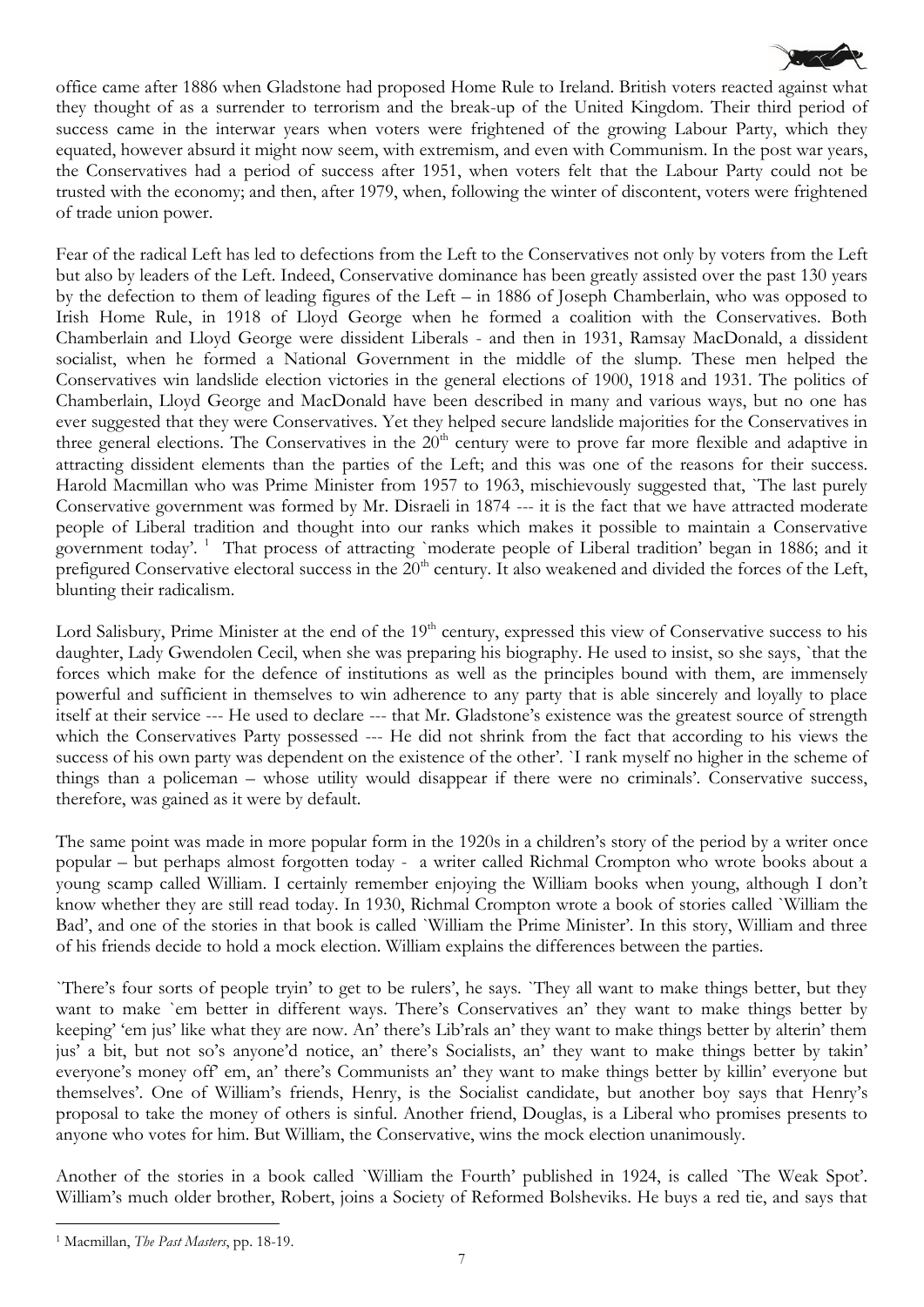office came after 1886 when Gladstone had proposed Home Rule to Ireland. British voters reacted against what they thought of as a surrender to terrorism and the break-up of the United Kingdom. Their third period of success came in the interwar years when voters were frightened of the growing Labour Party, which they equated, however absurd it might now seem, with extremism, and even with Communism. In the post war years, the Conservatives had a period of success after 1951, when voters felt that the Labour Party could not be trusted with the economy; and then, after 1979, when, following the winter of discontent, voters were frightened of trade union power.

Fear of the radical Left has led to defections from the Left to the Conservatives not only by voters from the Left but also by leaders of the Left. Indeed, Conservative dominance has been greatly assisted over the past 130 years by the defection to them of leading figures of the Left – in 1886 of Joseph Chamberlain, who was opposed to Irish Home Rule, in 1918 of Lloyd George when he formed a coalition with the Conservatives. Both Chamberlain and Lloyd George were dissident Liberals - and then in 1931, Ramsay MacDonald, a dissident socialist, when he formed a National Government in the middle of the slump. These men helped the Conservatives win landslide election victories in the general elections of 1900, 1918 and 1931. The politics of Chamberlain, Lloyd George and MacDonald have been described in many and various ways, but no one has ever suggested that they were Conservatives. Yet they helped secure landslide majorities for the Conservatives in three general elections. The Conservatives in the 20th century were to prove far more flexible and adaptive in attracting dissident elements than the parties of the Left; and this was one of the reasons for their success. Harold Macmillan who was Prime Minister from 1957 to 1963, mischievously suggested that, `The last purely Conservative government was formed by Mr. Disraeli in 1874 --- it is the fact that we have attracted moderate people of Liberal tradition and thought into our ranks which makes it possible to maintain a Conservative government today'. [1] That process of attracting `moderate people of Liberal tradition' began in 1886; and it prefigured Conservative electoral success in the 20th century. It also weakened and divided the forces of the Left, blunting their radicalism.

Lord Salisbury, Prime Minister at the end of the 19th century, expressed this view of Conservative success to his daughter, Lady Gwendolen Cecil, when she was preparing his biography. He used to insist, so she says, `that the forces which make for the defence of institutions as well as the principles bound with them, are immensely powerful and sufficient in themselves to win adherence to any party that is able sincerely and loyally to place itself at their service --- He used to declare --- that Mr. Gladstone's existence was the greatest source of strength which the Conservatives Party possessed --- He did not shrink from the fact that according to his views the success of his own party was dependent on the existence of the other'. `I rank myself no higher in the scheme of things than a policeman – whose utility would disappear if there were no criminals'. Conservative success, therefore, was gained as it were by default.

The same point was made in more popular form in the 1920s in a children's story of the period by a writer once popular – but perhaps almost forgotten today - a writer called Richmal Crompton who wrote books about a young scamp called William. I certainly remember enjoying the William books when young, although I don't know whether they are still read today. In 1930, Richmal Crompton wrote a book of stories called `William the Bad', and one of the stories in that book is called `William the Prime Minister'. In this story, William and three of his friends decide to hold a mock election. William explains the differences between the parties.

`There's four sorts of people tryin' to get to be rulers', he says. `They all want to make things better, but they want to make `em better in different ways. There's Conservatives an' they want to make things better by keeping' 'em jus' like what they are now. An' there's Lib'rals an' they want to make things better by alterin' them jus' a bit, but not so's anyone'd notice, an' there's Socialists, an' they want to make things better by takin' everyone's money off' em, an' there's Communists an' they want to make things better by killin' everyone but themselves'. One of William's friends, Henry, is the Socialist candidate, but another boy says that Henry's proposal to take the money of others is sinful. Another friend, Douglas, is a Liberal who promises presents to anyone who votes for him. But William, the Conservative, wins the mock election unanimously.

Another of the stories in a book called `William the Fourth' published in 1924, is called `The Weak Spot'. William's much older brother, Robert, joins a Society of Reformed Bolsheviks. He buys a red tie, and says that

---

[1] Macmillan, *The Past Masters*, pp. 18-19.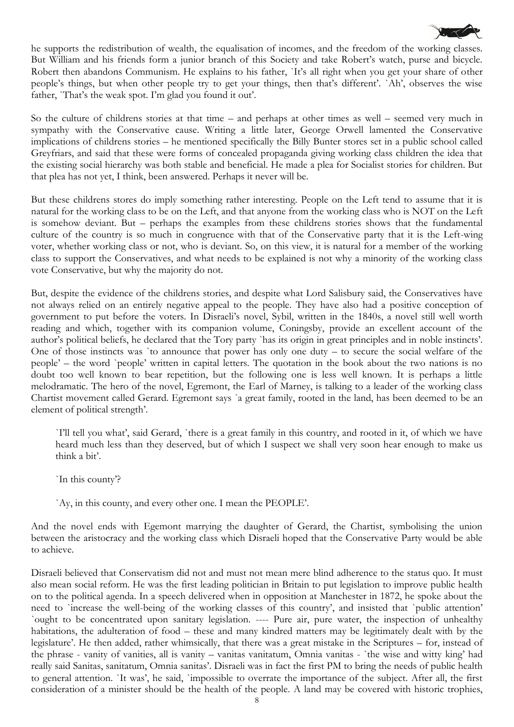he supports the redistribution of wealth, the equalisation of incomes, and the freedom of the working classes. But William and his friends form a junior branch of this Society and take Robert's watch, purse and bicycle. Robert then abandons Communism. He explains to his father, `It's all right when you get your share of other people's things, but when other people try to get your things, then that's different'. `Ah', observes the wise father, `That's the weak spot. I'm glad you found it out'.

So the culture of childrens stories at that time – and perhaps at other times as well – seemed very much in sympathy with the Conservative cause. Writing a little later, George Orwell lamented the Conservative implications of childrens stories – he mentioned specifically the Billy Bunter stores set in a public school called Greyfriars, and said that these were forms of concealed propaganda giving working class children the idea that the existing social hierarchy was both stable and beneficial. He made a plea for Socialist stories for children. But that plea has not yet, I think, been answered. Perhaps it never will be.

But these childrens stores do imply something rather interesting. People on the Left tend to assume that it is natural for the working class to be on the Left, and that anyone from the working class who is NOT on the Left is somehow deviant. But – perhaps the examples from these childrens stories shows that the fundamental culture of the country is so much in congruence with that of the Conservative party that it is the Left-wing voter, whether working class or not, who is deviant. So, on this view, it is natural for a member of the working class to support the Conservatives, and what needs to be explained is not why a minority of the working class vote Conservative, but why the majority do not.

But, despite the evidence of the childrens stories, and despite what Lord Salisbury said, the Conservatives have not always relied on an entirely negative appeal to the people. They have also had a positive conception of government to put before the voters. In Disraeli's novel, Sybil, written in the 1840s, a novel still well worth reading and which, together with its companion volume, Coningsby, provide an excellent account of the author's political beliefs, he declared that the Tory party `has its origin in great principles and in noble instincts'. One of those instincts was `to announce that power has only one duty – to secure the social welfare of the people' – the word `people' written in capital letters. The quotation in the book about the two nations is no doubt too well known to bear repetition, but the following one is less well known. It is perhaps a little melodramatic. The hero of the novel, Egremont, the Earl of Marney, is talking to a leader of the working class Chartist movement called Gerard. Egremont says `a great family, rooted in the land, has been deemed to be an element of political strength'.

> `I'll tell you what', said Gerard, `there is a great family in this country, and rooted in it, of which we have heard much less than they deserved, but of which I suspect we shall very soon hear enough to make us think a bit'.
>
> `In this county'?
>
> `Ay, in this county, and every other one. I mean the PEOPLE'.

And the novel ends with Egemont marrying the daughter of Gerard, the Chartist, symbolising the union between the aristocracy and the working class which Disraeli hoped that the Conservative Party would be able to achieve.

Disraeli believed that Conservatism did not and must not mean mere blind adherence to the status quo. It must also mean social reform. He was the first leading politician in Britain to put legislation to improve public health on to the political agenda. In a speech delivered when in opposition at Manchester in 1872, he spoke about the need to `increase the well-being of the working classes of this country', and insisted that `public attention' `ought to be concentrated upon sanitary legislation. ---- Pure air, pure water, the inspection of unhealthy habitations, the adulteration of food – these and many kindred matters may be legitimately dealt with by the legislature'. He then added, rather whimsically, that there was a great mistake in the Scriptures – for, instead of the phrase - vanity of vanities, all is vanity – vanitas vanitatum, Omnia vanitas - `the wise and witty king' had really said Sanitas, sanitatum, Omnia sanitas'. Disraeli was in fact the first PM to bring the needs of public health to general attention. `It was', he said, `impossible to overrate the importance of the subject. After all, the first consideration of a minister should be the health of the people. A land may be covered with historic trophies,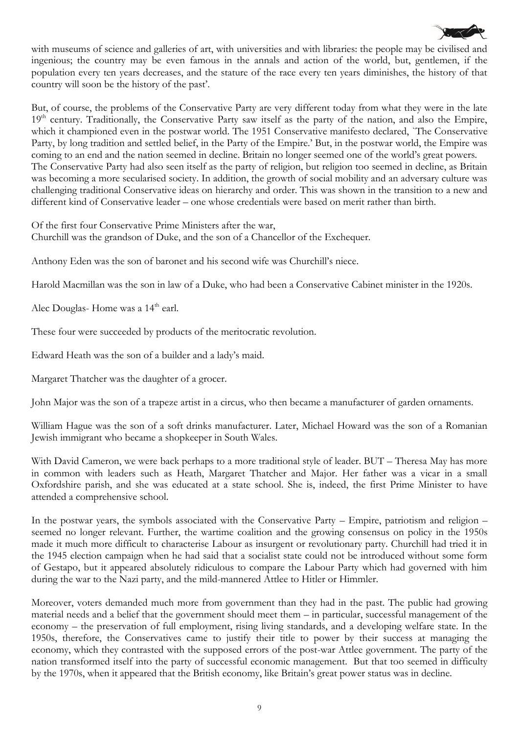with museums of science and galleries of art, with universities and with libraries: the people may be civilised and ingenious; the country may be even famous in the annals and action of the world, but, gentlemen, if the population every ten years decreases, and the stature of the race every ten years diminishes, the history of that country will soon be the history of the past'.

But, of course, the problems of the Conservative Party are very different today from what they were in the late 19th century. Traditionally, the Conservative Party saw itself as the party of the nation, and also the Empire, which it championed even in the postwar world. The 1951 Conservative manifesto declared, `The Conservative Party, by long tradition and settled belief, in the Party of the Empire.' But, in the postwar world, the Empire was coming to an end and the nation seemed in decline. Britain no longer seemed one of the world's great powers. The Conservative Party had also seen itself as the party of religion, but religion too seemed in decline, as Britain was becoming a more secularised society. In addition, the growth of social mobility and an adversary culture was challenging traditional Conservative ideas on hierarchy and order. This was shown in the transition to a new and different kind of Conservative leader – one whose credentials were based on merit rather than birth.

Of the first four Conservative Prime Ministers after the war,
Churchill was the grandson of Duke, and the son of a Chancellor of the Exchequer.

Anthony Eden was the son of baronet and his second wife was Churchill's niece.

Harold Macmillan was the son in law of a Duke, who had been a Conservative Cabinet minister in the 1920s.

Alec Douglas- Home was a 14th earl.

These four were succeeded by products of the meritocratic revolution.

Edward Heath was the son of a builder and a lady's maid.

Margaret Thatcher was the daughter of a grocer.

John Major was the son of a trapeze artist in a circus, who then became a manufacturer of garden ornaments.

William Hague was the son of a soft drinks manufacturer. Later, Michael Howard was the son of a Romanian Jewish immigrant who became a shopkeeper in South Wales.

With David Cameron, we were back perhaps to a more traditional style of leader. BUT – Theresa May has more in common with leaders such as Heath, Margaret Thatcher and Major. Her father was a vicar in a small Oxfordshire parish, and she was educated at a state school. She is, indeed, the first Prime Minister to have attended a comprehensive school.

In the postwar years, the symbols associated with the Conservative Party – Empire, patriotism and religion – seemed no longer relevant. Further, the wartime coalition and the growing consensus on policy in the 1950s made it much more difficult to characterise Labour as insurgent or revolutionary party. Churchill had tried it in the 1945 election campaign when he had said that a socialist state could not be introduced without some form of Gestapo, but it appeared absolutely ridiculous to compare the Labour Party which had governed with him during the war to the Nazi party, and the mild-mannered Attlee to Hitler or Himmler.

Moreover, voters demanded much more from government than they had in the past. The public had growing material needs and a belief that the government should meet them – in particular, successful management of the economy – the preservation of full employment, rising living standards, and a developing welfare state. In the 1950s, therefore, the Conservatives came to justify their title to power by their success at managing the economy, which they contrasted with the supposed errors of the post-war Attlee government. The party of the nation transformed itself into the party of successful economic management. But that too seemed in difficulty by the 1970s, when it appeared that the British economy, like Britain's great power status was in decline.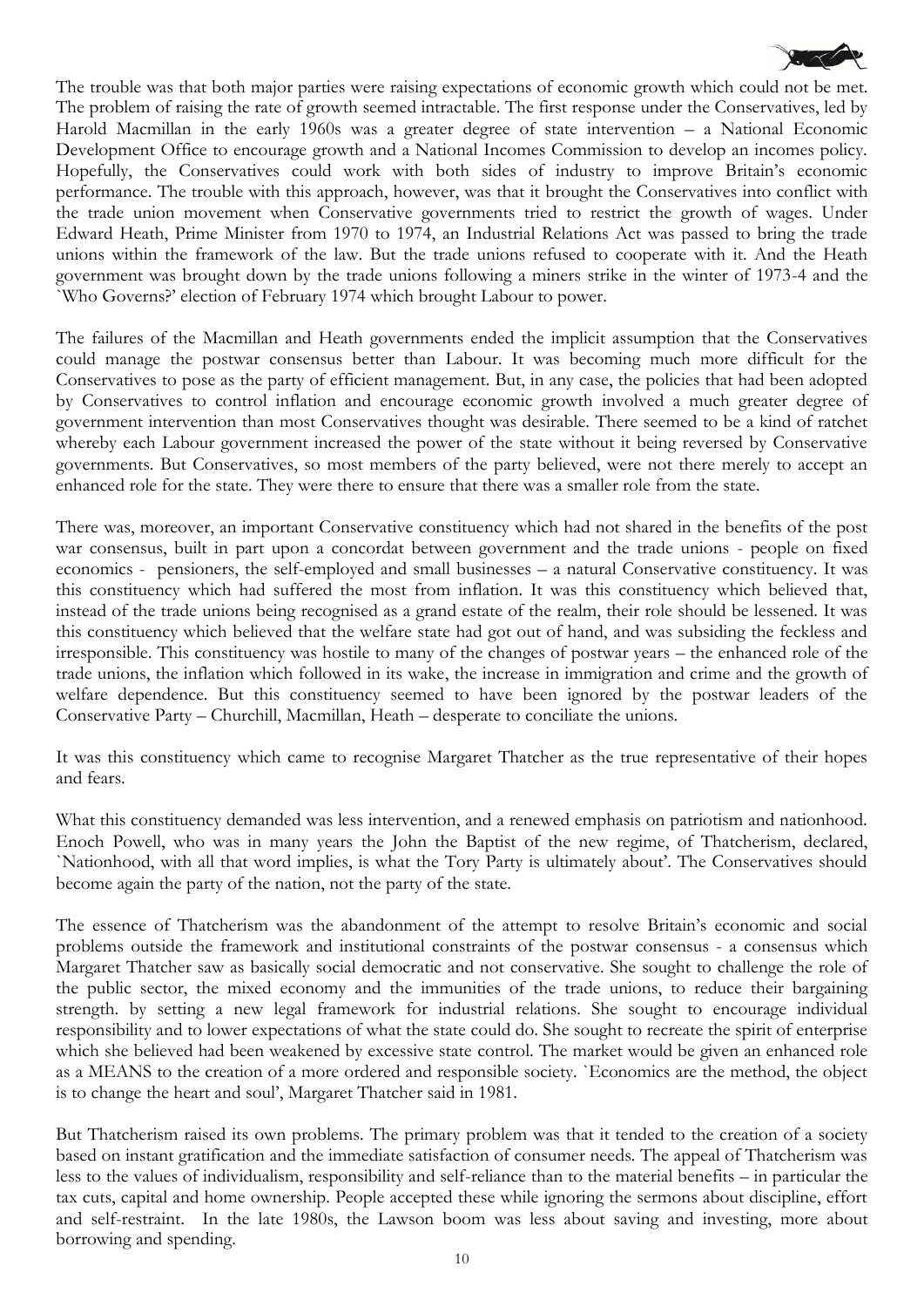The trouble was that both major parties were raising expectations of economic growth which could not be met. The problem of raising the rate of growth seemed intractable. The first response under the Conservatives, led by Harold Macmillan in the early 1960s was a greater degree of state intervention – a National Economic Development Office to encourage growth and a National Incomes Commission to develop an incomes policy. Hopefully, the Conservatives could work with both sides of industry to improve Britain's economic performance. The trouble with this approach, however, was that it brought the Conservatives into conflict with the trade union movement when Conservative governments tried to restrict the growth of wages. Under Edward Heath, Prime Minister from 1970 to 1974, an Industrial Relations Act was passed to bring the trade unions within the framework of the law. But the trade unions refused to cooperate with it. And the Heath government was brought down by the trade unions following a miners strike in the winter of 1973-4 and the `Who Governs?' election of February 1974 which brought Labour to power.

The failures of the Macmillan and Heath governments ended the implicit assumption that the Conservatives could manage the postwar consensus better than Labour. It was becoming much more difficult for the Conservatives to pose as the party of efficient management. But, in any case, the policies that had been adopted by Conservatives to control inflation and encourage economic growth involved a much greater degree of government intervention than most Conservatives thought was desirable. There seemed to be a kind of ratchet whereby each Labour government increased the power of the state without it being reversed by Conservative governments. But Conservatives, so most members of the party believed, were not there merely to accept an enhanced role for the state. They were there to ensure that there was a smaller role from the state.

There was, moreover, an important Conservative constituency which had not shared in the benefits of the post war consensus, built in part upon a concordat between government and the trade unions - people on fixed economics - pensioners, the self-employed and small businesses – a natural Conservative constituency. It was this constituency which had suffered the most from inflation. It was this constituency which believed that, instead of the trade unions being recognised as a grand estate of the realm, their role should be lessened. It was this constituency which believed that the welfare state had got out of hand, and was subsiding the feckless and irresponsible. This constituency was hostile to many of the changes of postwar years – the enhanced role of the trade unions, the inflation which followed in its wake, the increase in immigration and crime and the growth of welfare dependence. But this constituency seemed to have been ignored by the postwar leaders of the Conservative Party – Churchill, Macmillan, Heath – desperate to conciliate the unions.

It was this constituency which came to recognise Margaret Thatcher as the true representative of their hopes and fears.

What this constituency demanded was less intervention, and a renewed emphasis on patriotism and nationhood. Enoch Powell, who was in many years the John the Baptist of the new regime, of Thatcherism, declared, `Nationhood, with all that word implies, is what the Tory Party is ultimately about'. The Conservatives should become again the party of the nation, not the party of the state.

The essence of Thatcherism was the abandonment of the attempt to resolve Britain's economic and social problems outside the framework and institutional constraints of the postwar consensus - a consensus which Margaret Thatcher saw as basically social democratic and not conservative. She sought to challenge the role of the public sector, the mixed economy and the immunities of the trade unions, to reduce their bargaining strength. by setting a new legal framework for industrial relations. She sought to encourage individual responsibility and to lower expectations of what the state could do. She sought to recreate the spirit of enterprise which she believed had been weakened by excessive state control. The market would be given an enhanced role as a MEANS to the creation of a more ordered and responsible society. `Economics are the method, the object is to change the heart and soul', Margaret Thatcher said in 1981.

But Thatcherism raised its own problems. The primary problem was that it tended to the creation of a society based on instant gratification and the immediate satisfaction of consumer needs. The appeal of Thatcherism was less to the values of individualism, responsibility and self-reliance than to the material benefits – in particular the tax cuts, capital and home ownership. People accepted these while ignoring the sermons about discipline, effort and self-restraint. In the late 1980s, the Lawson boom was less about saving and investing, more about borrowing and spending.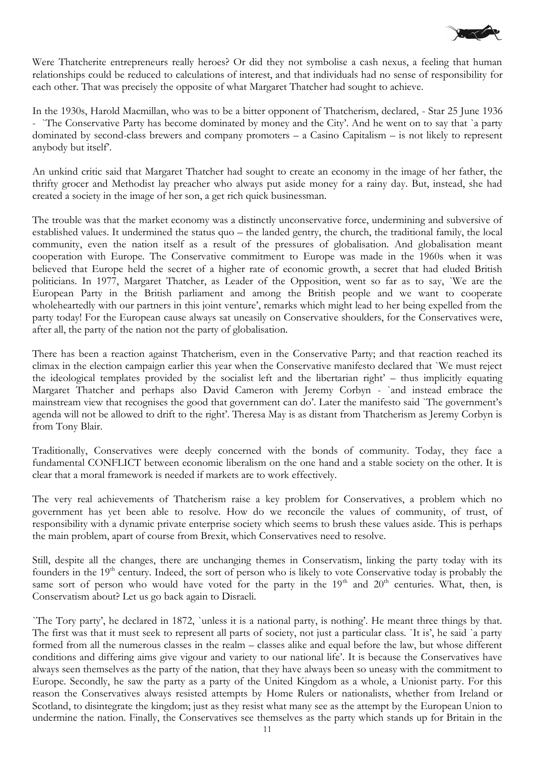Were Thatcherite entrepreneurs really heroes? Or did they not symbolise a cash nexus, a feeling that human relationships could be reduced to calculations of interest, and that individuals had no sense of responsibility for each other. That was precisely the opposite of what Margaret Thatcher had sought to achieve.

In the 1930s, Harold Macmillan, who was to be a bitter opponent of Thatcherism, declared, - Star 25 June 1936 - `The Conservative Party has become dominated by money and the City'. And he went on to say that `a party dominated by second-class brewers and company promoters – a Casino Capitalism – is not likely to represent anybody but itself'.

An unkind critic said that Margaret Thatcher had sought to create an economy in the image of her father, the thrifty grocer and Methodist lay preacher who always put aside money for a rainy day. But, instead, she had created a society in the image of her son, a get rich quick businessman.

The trouble was that the market economy was a distinctly unconservative force, undermining and subversive of established values. It undermined the status quo – the landed gentry, the church, the traditional family, the local community, even the nation itself as a result of the pressures of globalisation. And globalisation meant cooperation with Europe. The Conservative commitment to Europe was made in the 1960s when it was believed that Europe held the secret of a higher rate of economic growth, a secret that had eluded British politicians. In 1977, Margaret Thatcher, as Leader of the Opposition, went so far as to say, `We are the European Party in the British parliament and among the British people and we want to cooperate wholeheartedly with our partners in this joint venture', remarks which might lead to her being expelled from the party today! For the European cause always sat uneasily on Conservative shoulders, for the Conservatives were, after all, the party of the nation not the party of globalisation.

There has been a reaction against Thatcherism, even in the Conservative Party; and that reaction reached its climax in the election campaign earlier this year when the Conservative manifesto declared that `We must reject the ideological templates provided by the socialist left and the libertarian right' – thus implicitly equating Margaret Thatcher and perhaps also David Cameron with Jeremy Corbyn - `and instead embrace the mainstream view that recognises the good that government can do'. Later the manifesto said `The government's agenda will not be allowed to drift to the right'. Theresa May is as distant from Thatcherism as Jeremy Corbyn is from Tony Blair.

Traditionally, Conservatives were deeply concerned with the bonds of community. Today, they face a fundamental CONFLICT between economic liberalism on the one hand and a stable society on the other. It is clear that a moral framework is needed if markets are to work effectively.

The very real achievements of Thatcherism raise a key problem for Conservatives, a problem which no government has yet been able to resolve. How do we reconcile the values of community, of trust, of responsibility with a dynamic private enterprise society which seems to brush these values aside. This is perhaps the main problem, apart of course from Brexit, which Conservatives need to resolve.

Still, despite all the changes, there are unchanging themes in Conservatism, linking the party today with its founders in the 19th century. Indeed, the sort of person who is likely to vote Conservative today is probably the same sort of person who would have voted for the party in the 19th and 20th centuries. What, then, is Conservatism about? Let us go back again to Disraeli.

`The Tory party', he declared in 1872, `unless it is a national party, is nothing'. He meant three things by that. The first was that it must seek to represent all parts of society, not just a particular class. `It is', he said `a party formed from all the numerous classes in the realm – classes alike and equal before the law, but whose different conditions and differing aims give vigour and variety to our national life'. It is because the Conservatives have always seen themselves as the party of the nation, that they have always been so uneasy with the commitment to Europe. Secondly, he saw the party as a party of the United Kingdom as a whole, a Unionist party. For this reason the Conservatives always resisted attempts by Home Rulers or nationalists, whether from Ireland or Scotland, to disintegrate the kingdom; just as they resist what many see as the attempt by the European Union to undermine the nation. Finally, the Conservatives see themselves as the party which stands up for Britain in the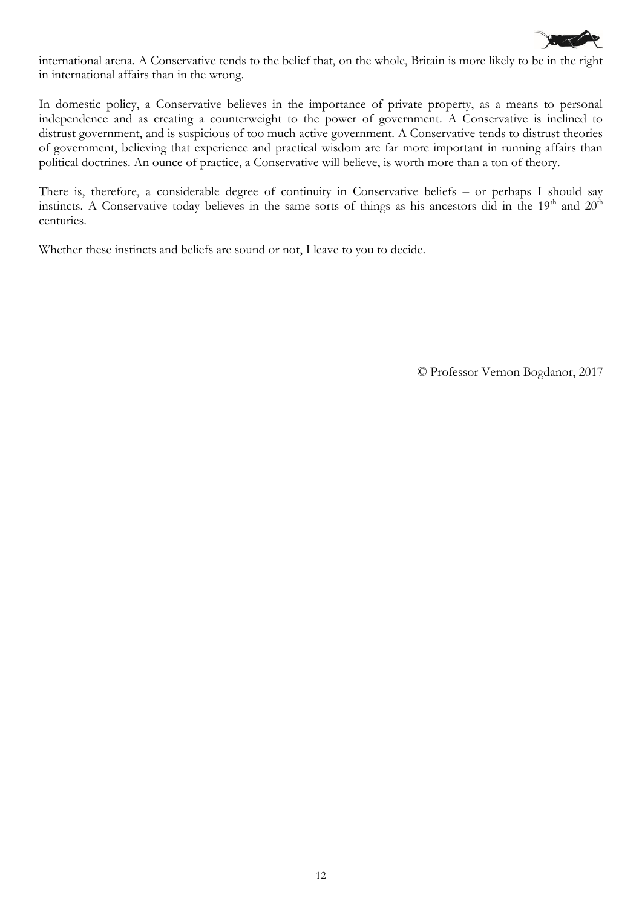international arena. A Conservative tends to the belief that, on the whole, Britain is more likely to be in the right in international affairs than in the wrong.

In domestic policy, a Conservative believes in the importance of private property, as a means to personal independence and as creating a counterweight to the power of government. A Conservative is inclined to distrust government, and is suspicious of too much active government. A Conservative tends to distrust theories of government, believing that experience and practical wisdom are far more important in running affairs than political doctrines. An ounce of practice, a Conservative will believe, is worth more than a ton of theory.

There is, therefore, a considerable degree of continuity in Conservative beliefs – or perhaps I should say instincts. A Conservative today believes in the same sorts of things as his ancestors did in the 19th and 20th centuries.

Whether these instincts and beliefs are sound or not, I leave to you to decide.

© Professor Vernon Bogdanor, 2017